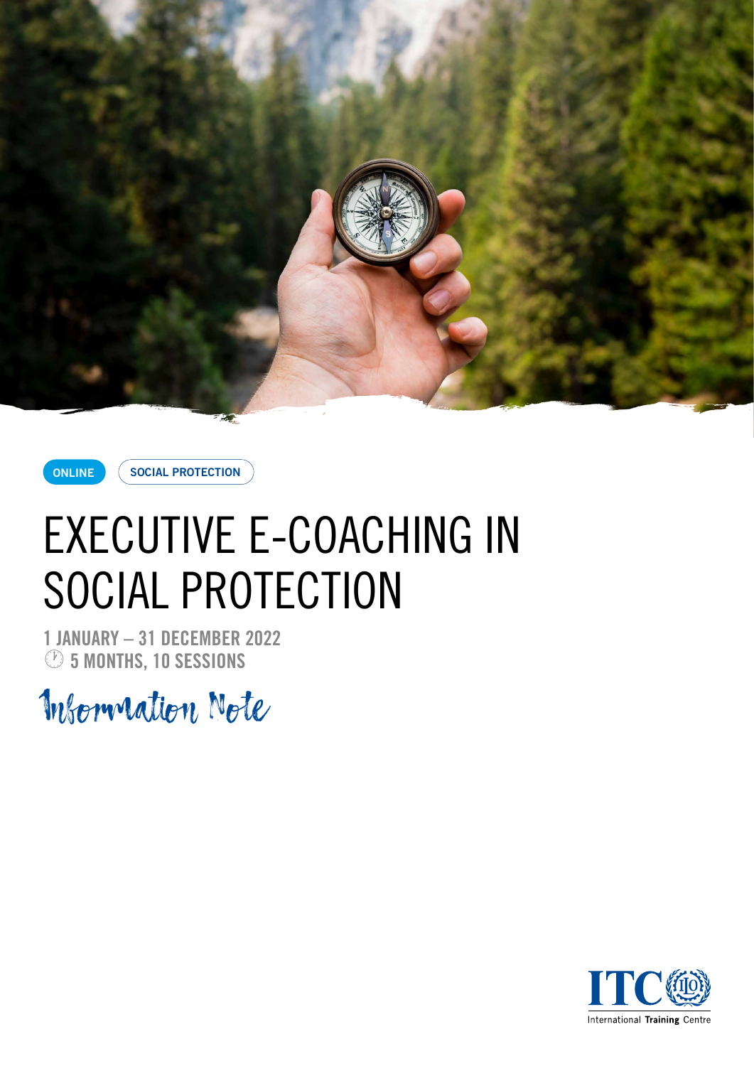ONLINE

SOCIAL PROTECTION

# EXECUTIVE E-COACHING IN SOCIAL PROTECTION

1 JANUARY – 31 DECEMBER 2022
5 MONTHS, 10 SESSIONS

Information Note

ITC ILO
International Training Centre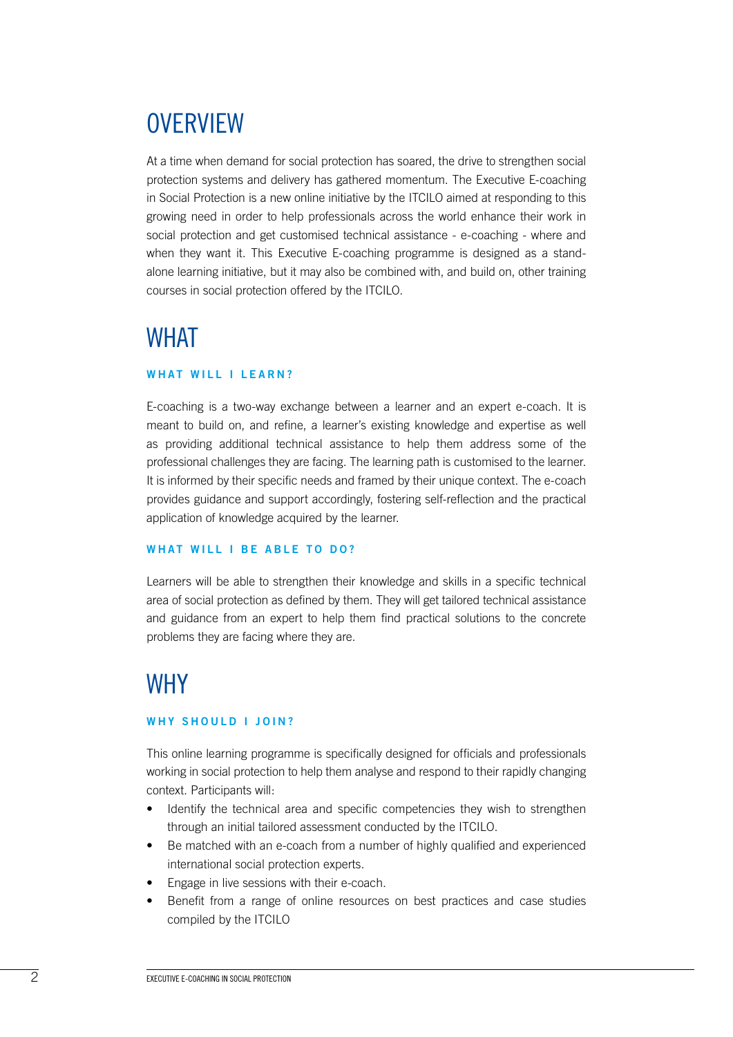# OVERVIEW

At a time when demand for social protection has soared, the drive to strengthen social protection systems and delivery has gathered momentum. The Executive E-coaching in Social Protection is a new online initiative by the ITCILO aimed at responding to this growing need in order to help professionals across the world enhance their work in social protection and get customised technical assistance - e-coaching - where and when they want it. This Executive E-coaching programme is designed as a stand-alone learning initiative, but it may also be combined with, and build on, other training courses in social protection offered by the ITCILO.

# WHAT

### WHAT WILL I LEARN?

E-coaching is a two-way exchange between a learner and an expert e-coach. It is meant to build on, and refine, a learner's existing knowledge and expertise as well as providing additional technical assistance to help them address some of the professional challenges they are facing. The learning path is customised to the learner. It is informed by their specific needs and framed by their unique context. The e-coach provides guidance and support accordingly, fostering self-reflection and the practical application of knowledge acquired by the learner.

### WHAT WILL I BE ABLE TO DO?

Learners will be able to strengthen their knowledge and skills in a specific technical area of social protection as defined by them. They will get tailored technical assistance and guidance from an expert to help them find practical solutions to the concrete problems they are facing where they are.

# WHY

### WHY SHOULD I JOIN?

This online learning programme is specifically designed for officials and professionals working in social protection to help them analyse and respond to their rapidly changing context. Participants will:

- Identify the technical area and specific competencies they wish to strengthen through an initial tailored assessment conducted by the ITCILO.
- Be matched with an e-coach from a number of highly qualified and experienced international social protection experts.
- Engage in live sessions with their e-coach.
- Benefit from a range of online resources on best practices and case studies compiled by the ITCILO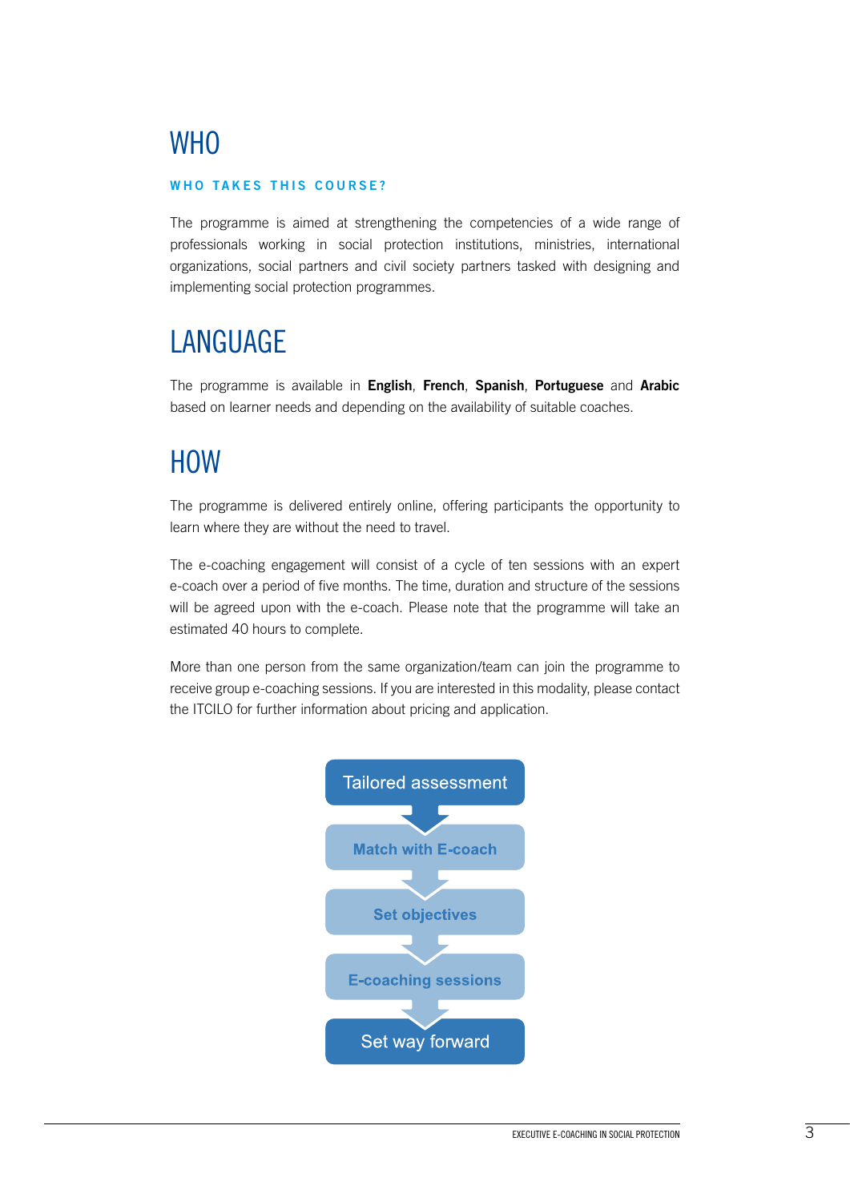# WHO

### WHO TAKES THIS COURSE?

The programme is aimed at strengthening the competencies of a wide range of professionals working in social protection institutions, ministries, international organizations, social partners and civil society partners tasked with designing and implementing social protection programmes.

# LANGUAGE

The programme is available in **English**, **French**, **Spanish**, **Portuguese** and **Arabic** based on learner needs and depending on the availability of suitable coaches.

# HOW

The programme is delivered entirely online, offering participants the opportunity to learn where they are without the need to travel.

The e-coaching engagement will consist of a cycle of ten sessions with an expert e-coach over a period of five months. The time, duration and structure of the sessions will be agreed upon with the e-coach. Please note that the programme will take an estimated 40 hours to complete.

More than one person from the same organization/team can join the programme to receive group e-coaching sessions. If you are interested in this modality, please contact the ITCILO for further information about pricing and application.

Tailored assessment

Match with E-coach

Set objectives

E-coaching sessions

Set way forward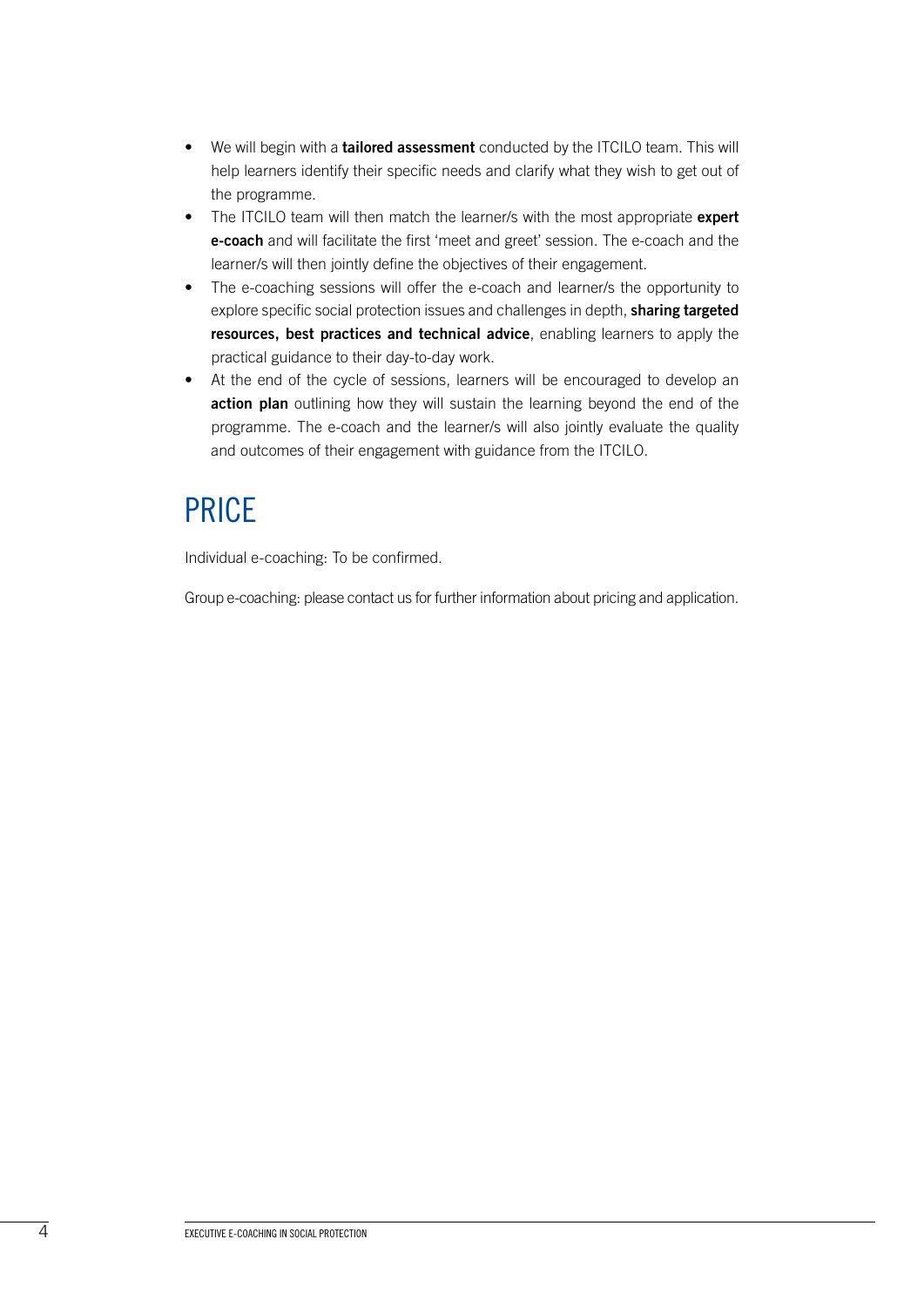- We will begin with a **tailored assessment** conducted by the ITCILO team. This will help learners identify their specific needs and clarify what they wish to get out of the programme.
- The ITCILO team will then match the learner/s with the most appropriate **expert e-coach** and will facilitate the first 'meet and greet' session. The e-coach and the learner/s will then jointly define the objectives of their engagement.
- The e-coaching sessions will offer the e-coach and learner/s the opportunity to explore specific social protection issues and challenges in depth, **sharing targeted resources, best practices and technical advice**, enabling learners to apply the practical guidance to their day-to-day work.
- At the end of the cycle of sessions, learners will be encouraged to develop an **action plan** outlining how they will sustain the learning beyond the end of the programme. The e-coach and the learner/s will also jointly evaluate the quality and outcomes of their engagement with guidance from the ITCILO.

# PRICE

Individual e-coaching: To be confirmed.

Group e-coaching: please contact us for further information about pricing and application.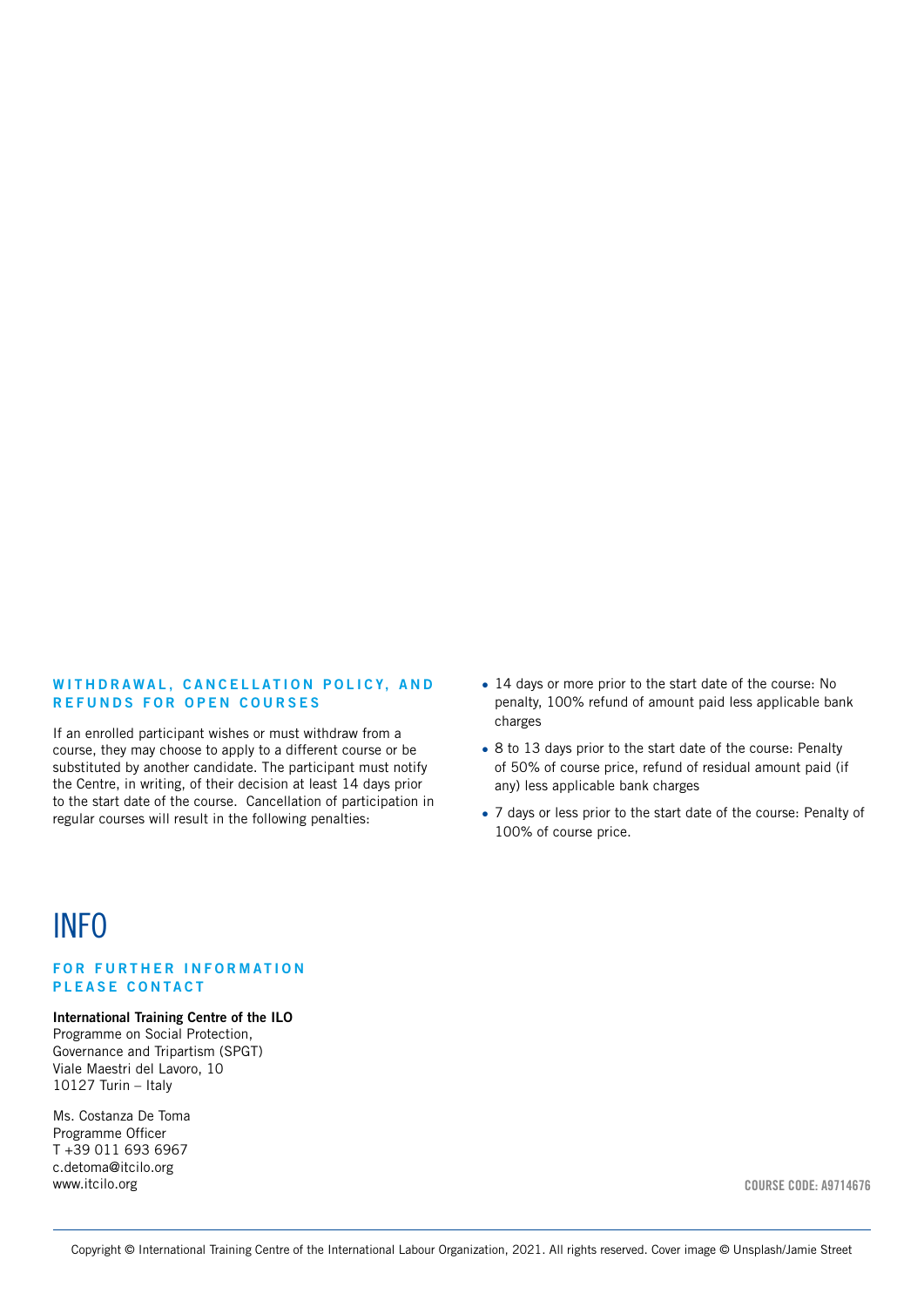### WITHDRAWAL, CANCELLATION POLICY, AND REFUNDS FOR OPEN COURSES

If an enrolled participant wishes or must withdraw from a course, they may choose to apply to a different course or be substituted by another candidate. The participant must notify the Centre, in writing, of their decision at least 14 days prior to the start date of the course. Cancellation of participation in regular courses will result in the following penalties:

- 14 days or more prior to the start date of the course: No penalty, 100% refund of amount paid less applicable bank charges
- 8 to 13 days prior to the start date of the course: Penalty of 50% of course price, refund of residual amount paid (if any) less applicable bank charges
- 7 days or less prior to the start date of the course: Penalty of 100% of course price.

# INFO

### FOR FURTHER INFORMATION PLEASE CONTACT

**International Training Centre of the ILO**
Programme on Social Protection,
Governance and Tripartism (SPGT)
Viale Maestri del Lavoro, 10
10127 Turin – Italy

Ms. Costanza De Toma
Programme Officer
T +39 011 693 6967
c.detoma@itcilo.org
www.itcilo.org

COURSE CODE: A9714676

Copyright © International Training Centre of the International Labour Organization, 2021. All rights reserved. Cover image © Unsplash/Jamie Street